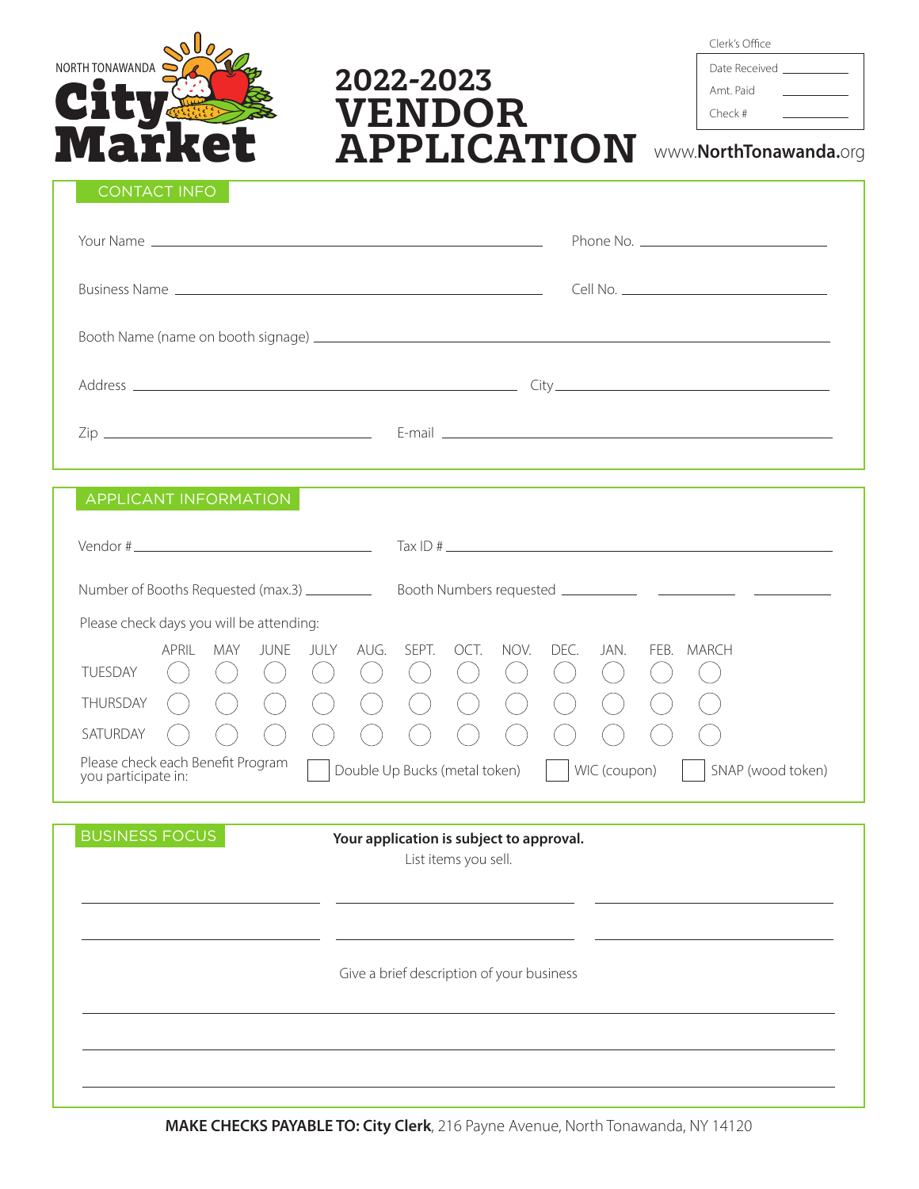NORTH TONAWANDA
# City Market

# 2022-2023 VENDOR APPLICATION

www.**NorthTonawanda.**org

| Clerk's Office | |
|---|---|
| Date Received | ________ |
| Amt. Paid | ________ |
| Check # | ________ |

## CONTACT INFO

Your Name ______________________________ Phone No. ______________________

Business Name ______________________________ Cell No. ______________________

Booth Name (name on booth signage) ______________________________________________

Address ______________________________ City ______________________

Zip ______________________ E-mail ______________________________

## APPLICANT INFORMATION

Vendor # ______________________ Tax ID # ______________________________

Number of Booths Requested (max.3) ________ Booth Numbers requested ________ ________ ________

Please check days you will be attending:

| | APRIL | MAY | JUNE | JULY | AUG. | SEPT. | OCT. | NOV. | DEC. | JAN. | FEB. | MARCH |
|---|---|---|---|---|---|---|---|---|---|---|---|---|
| TUESDAY | ○ | ○ | ○ | ○ | ○ | ○ | ○ | ○ | ○ | ○ | ○ | ○ |
| THURSDAY | ○ | ○ | ○ | ○ | ○ | ○ | ○ | ○ | ○ | ○ | ○ | ○ |
| SATURDAY | ○ | ○ | ○ | ○ | ○ | ○ | ○ | ○ | ○ | ○ | ○ | ○ |

Please check each Benefit Program you participate in: ☐ Double Up Bucks (metal token) ☐ WIC (coupon) ☐ SNAP (wood token)

## BUSINESS FOCUS

**Your application is subject to approval.**

List items you sell.

______________________ ______________________ ______________________

______________________ ______________________ ______________________

Give a brief description of your business

______________________________________________________________

______________________________________________________________

______________________________________________________________

**MAKE CHECKS PAYABLE TO: City Clerk**, 216 Payne Avenue, North Tonawanda, NY 14120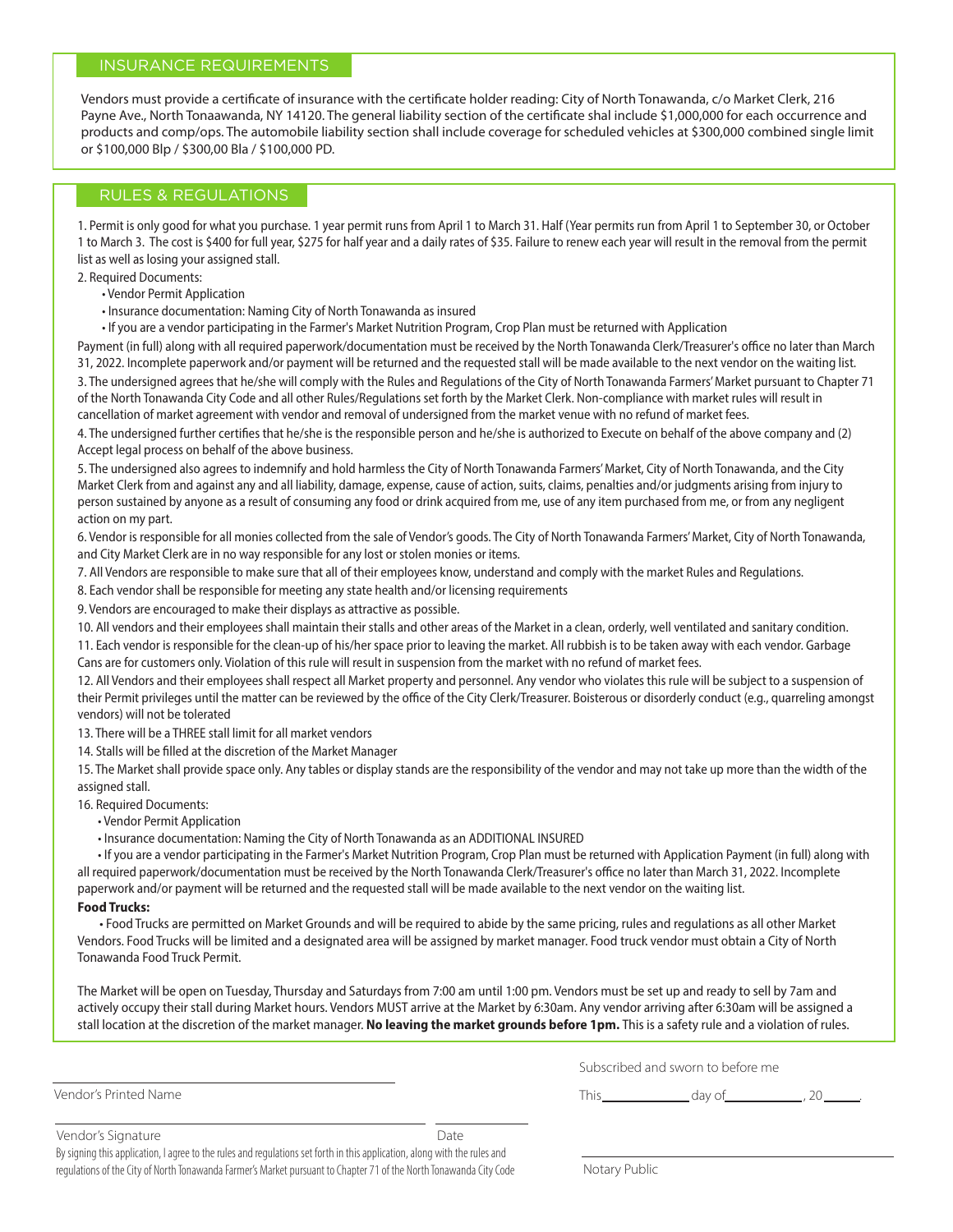## INSURANCE REQUIREMENTS

Vendors must provide a certificate of insurance with the certificate holder reading: City of North Tonawanda, c/o Market Clerk, 216 Payne Ave., North Tonaawanda, NY 14120. The general liability section of the certificate shal include $1,000,000 for each occurrence and products and comp/ops. The automobile liability section shall include coverage for scheduled vehicles at $300,000 combined single limit or $100,000 Blp / $300,00 Bla / $100,000 PD.

## RULES & REGULATIONS

1. Permit is only good for what you purchase. 1 year permit runs from April 1 to March 31. Half (Year permits run from April 1 to September 30, or October 1 to March 3. The cost is $400 for full year, $275 for half year and a daily rates of $35. Failure to renew each year will result in the removal from the permit list as well as losing your assigned stall.

2. Required Documents:
   - Vendor Permit Application
   - Insurance documentation: Naming City of North Tonawanda as insured
   - If you are a vendor participating in the Farmer's Market Nutrition Program, Crop Plan must be returned with Application

Payment (in full) along with all required paperwork/documentation must be received by the North Tonawanda Clerk/Treasurer's office no later than March 31, 2022. Incomplete paperwork and/or payment will be returned and the requested stall will be made available to the next vendor on the waiting list.

3. The undersigned agrees that he/she will comply with the Rules and Regulations of the City of North Tonawanda Farmers' Market pursuant to Chapter 71 of the North Tonawanda City Code and all other Rules/Regulations set forth by the Market Clerk. Non-compliance with market rules will result in cancellation of market agreement with vendor and removal of undersigned from the market venue with no refund of market fees.

4. The undersigned further certifies that he/she is the responsible person and he/she is authorized to Execute on behalf of the above company and (2) Accept legal process on behalf of the above business.

5. The undersigned also agrees to indemnify and hold harmless the City of North Tonawanda Farmers' Market, City of North Tonawanda, and the City Market Clerk from and against any and all liability, damage, expense, cause of action, suits, claims, penalties and/or judgments arising from injury to person sustained by anyone as a result of consuming any food or drink acquired from me, use of any item purchased from me, or from any negligent action on my part.

6. Vendor is responsible for all monies collected from the sale of Vendor's goods. The City of North Tonawanda Farmers' Market, City of North Tonawanda, and City Market Clerk are in no way responsible for any lost or stolen monies or items.

7. All Vendors are responsible to make sure that all of their employees know, understand and comply with the market Rules and Regulations.

8. Each vendor shall be responsible for meeting any state health and/or licensing requirements

9. Vendors are encouraged to make their displays as attractive as possible.

10. All vendors and their employees shall maintain their stalls and other areas of the Market in a clean, orderly, well ventilated and sanitary condition.

11. Each vendor is responsible for the clean-up of his/her space prior to leaving the market. All rubbish is to be taken away with each vendor. Garbage Cans are for customers only. Violation of this rule will result in suspension from the market with no refund of market fees.

12. All Vendors and their employees shall respect all Market property and personnel. Any vendor who violates this rule will be subject to a suspension of their Permit privileges until the matter can be reviewed by the office of the City Clerk/Treasurer. Boisterous or disorderly conduct (e.g., quarreling amongst vendors) will not be tolerated

13. There will be a THREE stall limit for all market vendors

14. Stalls will be filled at the discretion of the Market Manager

15. The Market shall provide space only. Any tables or display stands are the responsibility of the vendor and may not take up more than the width of the assigned stall.

16. Required Documents:
   - Vendor Permit Application
   - Insurance documentation: Naming the City of North Tonawanda as an ADDITIONAL INSURED
   - If you are a vendor participating in the Farmer's Market Nutrition Program, Crop Plan must be returned with Application Payment (in full) along with all required paperwork/documentation must be received by the North Tonawanda Clerk/Treasurer's office no later than March 31, 2022. Incomplete paperwork and/or payment will be returned and the requested stall will be made available to the next vendor on the waiting list.

**Food Trucks:**

- Food Trucks are permitted on Market Grounds and will be required to abide by the same pricing, rules and regulations as all other Market Vendors. Food Trucks will be limited and a designated area will be assigned by market manager. Food truck vendor must obtain a City of North Tonawanda Food Truck Permit.

The Market will be open on Tuesday, Thursday and Saturdays from 7:00 am until 1:00 pm. Vendors must be set up and ready to sell by 7am and actively occupy their stall during Market hours. Vendors MUST arrive at the Market by 6:30am. Any vendor arriving after 6:30am will be assigned a stall location at the discretion of the market manager. **No leaving the market grounds before 1pm.** This is a safety rule and a violation of rules.

______________________________
Vendor's Printed Name

______________________________ ____________
Vendor's Signature Date

By signing this application, I agree to the rules and regulations set forth in this application, along with the rules and regulations of the City of North Tonawanda Farmer's Market pursuant to Chapter 71 of the North Tonawanda City Code

Subscribed and sworn to before me

This__________ day of__________, 20_____.

______________________________
Notary Public